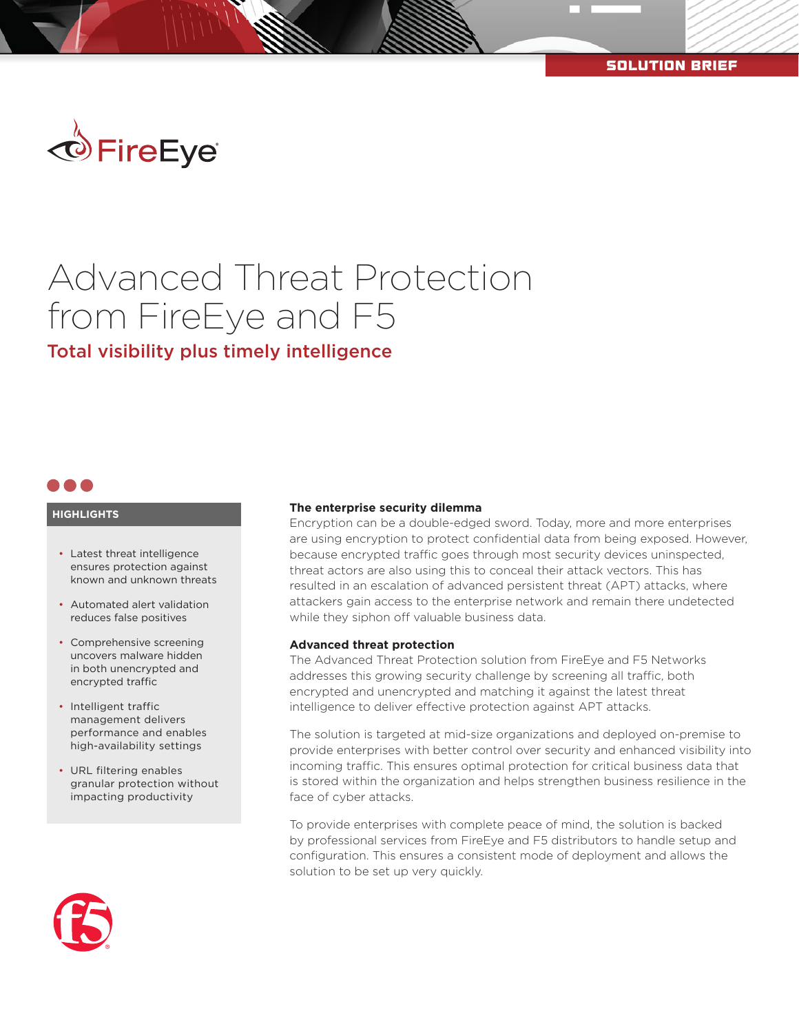SOLUTION BRIEF

# Advanced Threat Protection from FireEye and F5

## Total visibility plus timely intelligence

### HIGHLIGHTS

- Latest threat intelligence ensures protection against known and unknown threats
- Automated alert validation reduces false positives
- Comprehensive screening uncovers malware hidden in both unencrypted and encrypted traffic
- Intelligent traffic management delivers performance and enables high-availability settings
- URL filtering enables granular protection without impacting productivity

### The enterprise security dilemma

Encryption can be a double-edged sword. Today, more and more enterprises are using encryption to protect confidential data from being exposed. However, because encrypted traffic goes through most security devices uninspected, threat actors are also using this to conceal their attack vectors. This has resulted in an escalation of advanced persistent threat (APT) attacks, where attackers gain access to the enterprise network and remain there undetected while they siphon off valuable business data.

### Advanced threat protection

The Advanced Threat Protection solution from FireEye and F5 Networks addresses this growing security challenge by screening all traffic, both encrypted and unencrypted and matching it against the latest threat intelligence to deliver effective protection against APT attacks.

The solution is targeted at mid-size organizations and deployed on-premise to provide enterprises with better control over security and enhanced visibility into incoming traffic. This ensures optimal protection for critical business data that is stored within the organization and helps strengthen business resilience in the face of cyber attacks.

To provide enterprises with complete peace of mind, the solution is backed by professional services from FireEye and F5 distributors to handle setup and configuration. This ensures a consistent mode of deployment and allows the solution to be set up very quickly.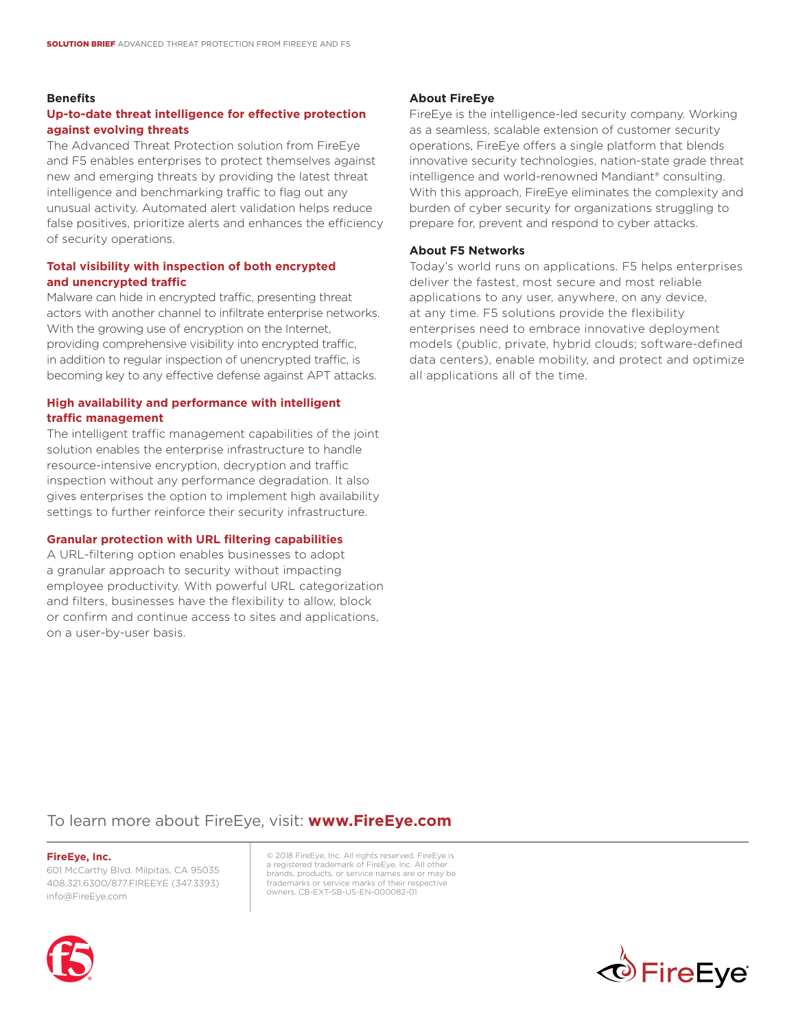### Benefits

#### Up-to-date threat intelligence for effective protection against evolving threats

The Advanced Threat Protection solution from FireEye and F5 enables enterprises to protect themselves against new and emerging threats by providing the latest threat intelligence and benchmarking traffic to flag out any unusual activity. Automated alert validation helps reduce false positives, prioritize alerts and enhances the efficiency of security operations.

#### Total visibility with inspection of both encrypted and unencrypted traffic

Malware can hide in encrypted traffic, presenting threat actors with another channel to infiltrate enterprise networks. With the growing use of encryption on the Internet, providing comprehensive visibility into encrypted traffic, in addition to regular inspection of unencrypted traffic, is becoming key to any effective defense against APT attacks.

#### High availability and performance with intelligent traffic management

The intelligent traffic management capabilities of the joint solution enables the enterprise infrastructure to handle resource-intensive encryption, decryption and traffic inspection without any performance degradation. It also gives enterprises the option to implement high availability settings to further reinforce their security infrastructure.

#### Granular protection with URL filtering capabilities

A URL-filtering option enables businesses to adopt a granular approach to security without impacting employee productivity. With powerful URL categorization and filters, businesses have the flexibility to allow, block or confirm and continue access to sites and applications, on a user-by-user basis.

### About FireEye

FireEye is the intelligence-led security company. Working as a seamless, scalable extension of customer security operations, FireEye offers a single platform that blends innovative security technologies, nation-state grade threat intelligence and world-renowned Mandiant® consulting. With this approach, FireEye eliminates the complexity and burden of cyber security for organizations struggling to prepare for, prevent and respond to cyber attacks.

### About F5 Networks

Today's world runs on applications. F5 helps enterprises deliver the fastest, most secure and most reliable applications to any user, anywhere, on any device, at any time. F5 solutions provide the flexibility enterprises need to embrace innovative deployment models (public, private, hybrid clouds; software-defined data centers), enable mobility, and protect and optimize all applications all of the time.

To learn more about FireEye, visit: **www.FireEye.com**

**FireEye, Inc.**
601 McCarthy Blvd. Milpitas, CA 95035
408.321.6300/877.FIREEYE (347.3393)
info@FireEye.com

© 2018 FireEye, Inc. All rights reserved. FireEye is a registered trademark of FireEye, Inc. All other brands, products, or service names are or may be trademarks or service marks of their respective owners. CB-EXT-SB-US-EN-000082-01